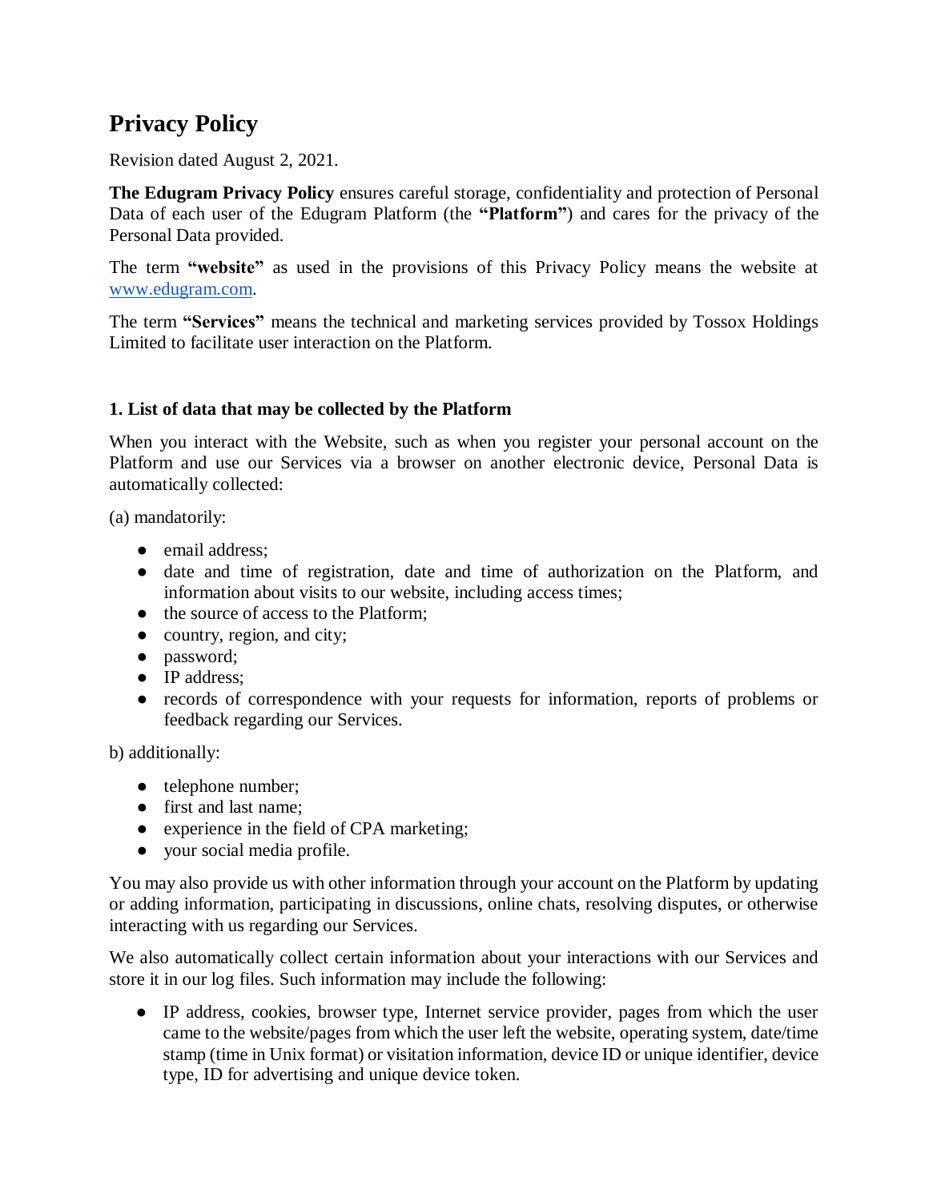# Privacy Policy

Revision dated August 2, 2021.

**The Edugram Privacy Policy** ensures careful storage, confidentiality and protection of Personal Data of each user of the Edugram Platform (the **"Platform"**) and cares for the privacy of the Personal Data provided.

The term **"website"** as used in the provisions of this Privacy Policy means the website at [www.edugram.com](http://www.edugram.com).

The term **"Services"** means the technical and marketing services provided by Tossox Holdings Limited to facilitate user interaction on the Platform.

### 1. List of data that may be collected by the Platform

When you interact with the Website, such as when you register your personal account on the Platform and use our Services via a browser on another electronic device, Personal Data is automatically collected:

(a) mandatorily:

- email address;
- date and time of registration, date and time of authorization on the Platform, and information about visits to our website, including access times;
- the source of access to the Platform;
- country, region, and city;
- password;
- IP address;
- records of correspondence with your requests for information, reports of problems or feedback regarding our Services.

b) additionally:

- telephone number;
- first and last name;
- experience in the field of CPA marketing;
- your social media profile.

You may also provide us with other information through your account on the Platform by updating or adding information, participating in discussions, online chats, resolving disputes, or otherwise interacting with us regarding our Services.

We also automatically collect certain information about your interactions with our Services and store it in our log files. Such information may include the following:

- IP address, cookies, browser type, Internet service provider, pages from which the user came to the website/pages from which the user left the website, operating system, date/time stamp (time in Unix format) or visitation information, device ID or unique identifier, device type, ID for advertising and unique device token.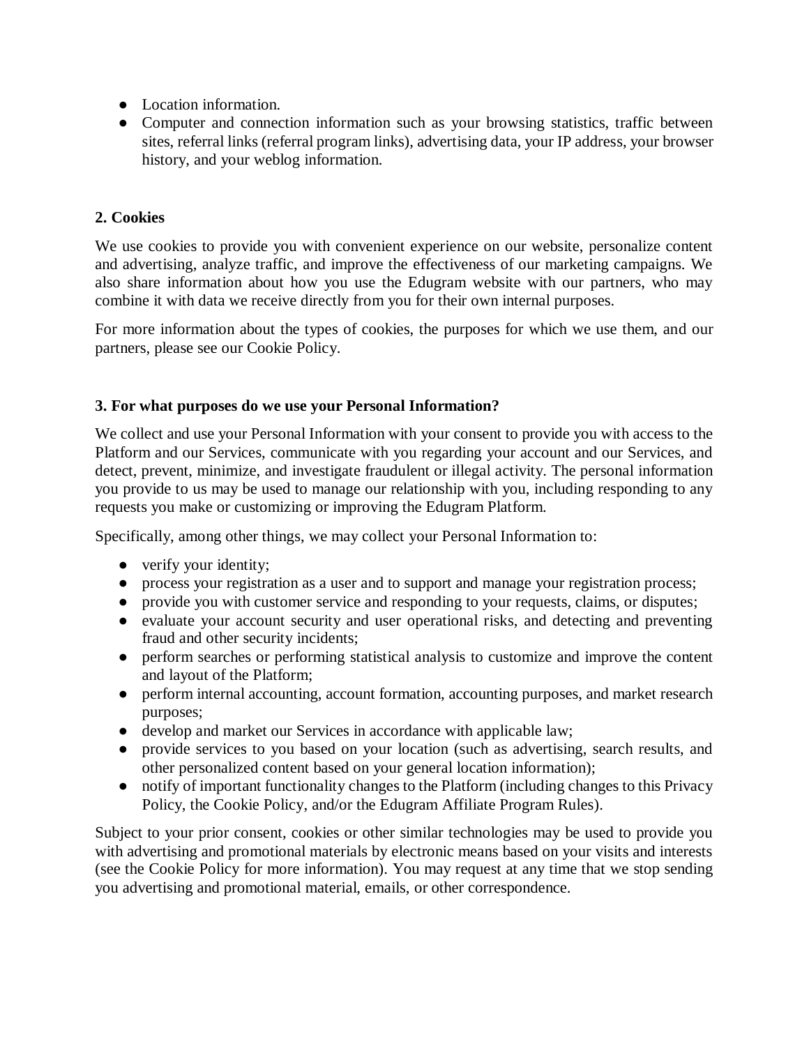- Location information.
- Computer and connection information such as your browsing statistics, traffic between sites, referral links (referral program links), advertising data, your IP address, your browser history, and your weblog information.

**2. Cookies**

We use cookies to provide you with convenient experience on our website, personalize content and advertising, analyze traffic, and improve the effectiveness of our marketing campaigns. We also share information about how you use the Edugram website with our partners, who may combine it with data we receive directly from you for their own internal purposes.

For more information about the types of cookies, the purposes for which we use them, and our partners, please see our Cookie Policy.

**3. For what purposes do we use your Personal Information?**

We collect and use your Personal Information with your consent to provide you with access to the Platform and our Services, communicate with you regarding your account and our Services, and detect, prevent, minimize, and investigate fraudulent or illegal activity. The personal information you provide to us may be used to manage our relationship with you, including responding to any requests you make or customizing or improving the Edugram Platform.

Specifically, among other things, we may collect your Personal Information to:

- verify your identity;
- process your registration as a user and to support and manage your registration process;
- provide you with customer service and responding to your requests, claims, or disputes;
- evaluate your account security and user operational risks, and detecting and preventing fraud and other security incidents;
- perform searches or performing statistical analysis to customize and improve the content and layout of the Platform;
- perform internal accounting, account formation, accounting purposes, and market research purposes;
- develop and market our Services in accordance with applicable law;
- provide services to you based on your location (such as advertising, search results, and other personalized content based on your general location information);
- notify of important functionality changes to the Platform (including changes to this Privacy Policy, the Cookie Policy, and/or the Edugram Affiliate Program Rules).

Subject to your prior consent, cookies or other similar technologies may be used to provide you with advertising and promotional materials by electronic means based on your visits and interests (see the Cookie Policy for more information). You may request at any time that we stop sending you advertising and promotional material, emails, or other correspondence.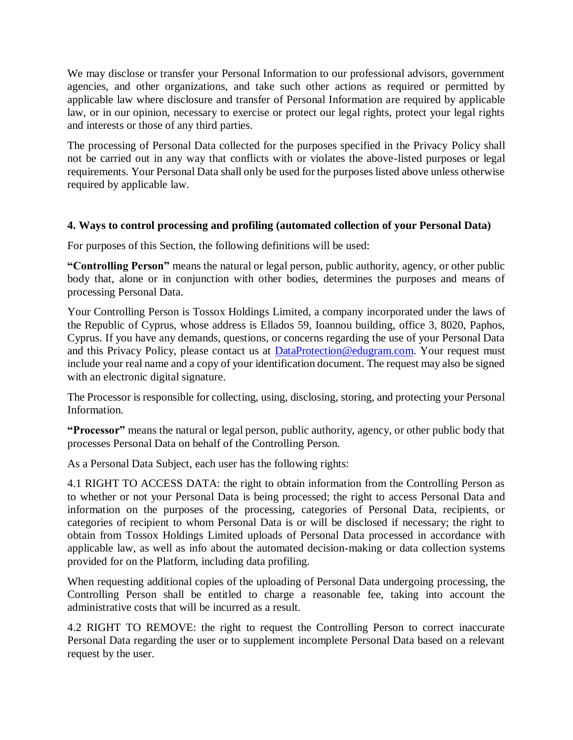We may disclose or transfer your Personal Information to our professional advisors, government agencies, and other organizations, and take such other actions as required or permitted by applicable law where disclosure and transfer of Personal Information are required by applicable law, or in our opinion, necessary to exercise or protect our legal rights, protect your legal rights and interests or those of any third parties.

The processing of Personal Data collected for the purposes specified in the Privacy Policy shall not be carried out in any way that conflicts with or violates the above-listed purposes or legal requirements. Your Personal Data shall only be used for the purposes listed above unless otherwise required by applicable law.

## 4. Ways to control processing and profiling (automated collection of your Personal Data)

For purposes of this Section, the following definitions will be used:

**"Controlling Person"** means the natural or legal person, public authority, agency, or other public body that, alone or in conjunction with other bodies, determines the purposes and means of processing Personal Data.

Your Controlling Person is Tossox Holdings Limited, a company incorporated under the laws of the Republic of Cyprus, whose address is Ellados 59, Ioannou building, office 3, 8020, Paphos, Cyprus. If you have any demands, questions, or concerns regarding the use of your Personal Data and this Privacy Policy, please contact us at [DataProtection@edugram.com](mailto:DataProtection@edugram.com). Your request must include your real name and a copy of your identification document. The request may also be signed with an electronic digital signature.

The Processor is responsible for collecting, using, disclosing, storing, and protecting your Personal Information.

**"Processor"** means the natural or legal person, public authority, agency, or other public body that processes Personal Data on behalf of the Controlling Person.

As a Personal Data Subject, each user has the following rights:

4.1 RIGHT TO ACCESS DATA: the right to obtain information from the Controlling Person as to whether or not your Personal Data is being processed; the right to access Personal Data and information on the purposes of the processing, categories of Personal Data, recipients, or categories of recipient to whom Personal Data is or will be disclosed if necessary; the right to obtain from Tossox Holdings Limited uploads of Personal Data processed in accordance with applicable law, as well as info about the automated decision-making or data collection systems provided for on the Platform, including data profiling.

When requesting additional copies of the uploading of Personal Data undergoing processing, the Controlling Person shall be entitled to charge a reasonable fee, taking into account the administrative costs that will be incurred as a result.

4.2 RIGHT TO REMOVE: the right to request the Controlling Person to correct inaccurate Personal Data regarding the user or to supplement incomplete Personal Data based on a relevant request by the user.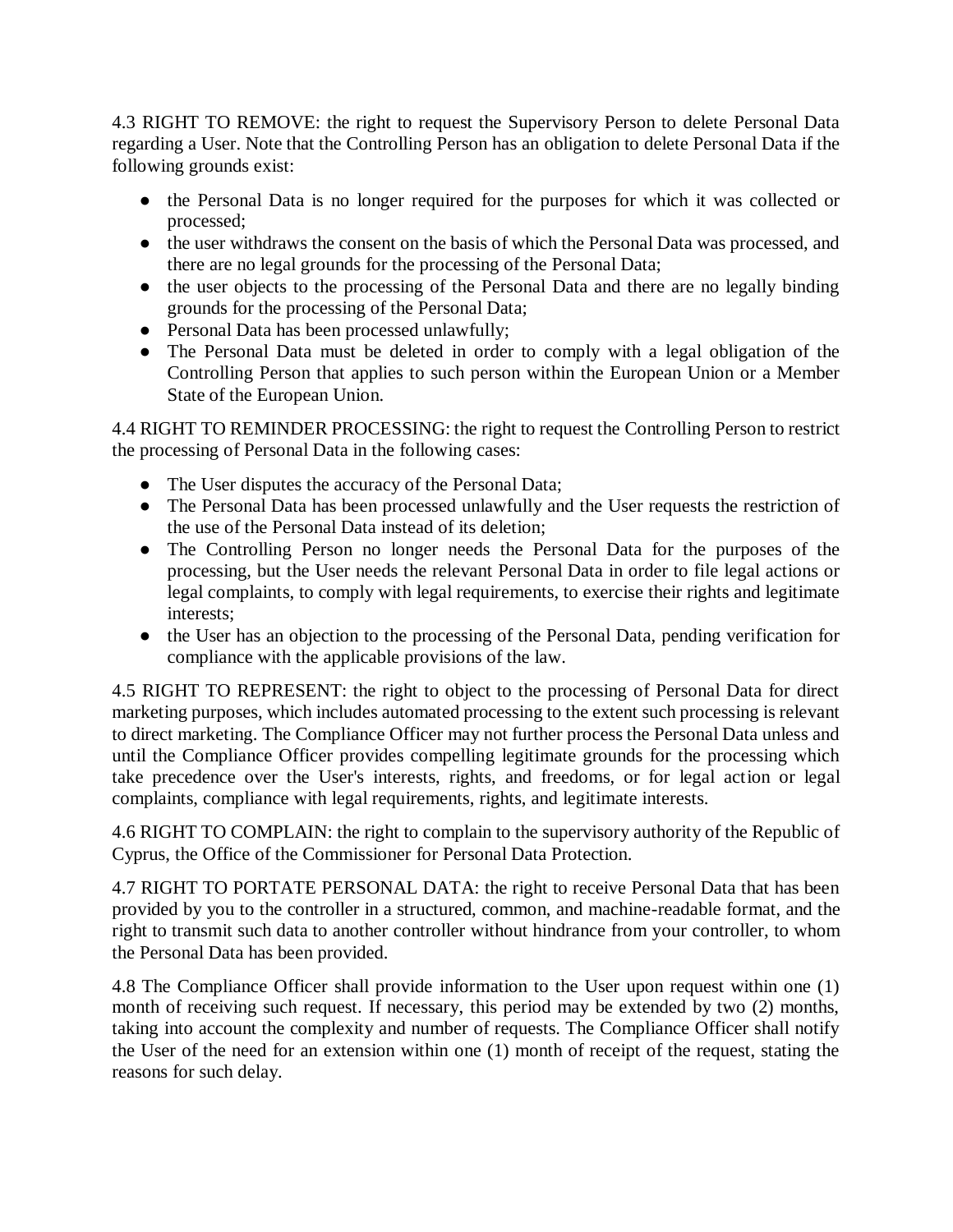4.3 RIGHT TO REMOVE: the right to request the Supervisory Person to delete Personal Data regarding a User. Note that the Controlling Person has an obligation to delete Personal Data if the following grounds exist:

- the Personal Data is no longer required for the purposes for which it was collected or processed;
- the user withdraws the consent on the basis of which the Personal Data was processed, and there are no legal grounds for the processing of the Personal Data;
- the user objects to the processing of the Personal Data and there are no legally binding grounds for the processing of the Personal Data;
- Personal Data has been processed unlawfully;
- The Personal Data must be deleted in order to comply with a legal obligation of the Controlling Person that applies to such person within the European Union or a Member State of the European Union.

4.4 RIGHT TO REMINDER PROCESSING: the right to request the Controlling Person to restrict the processing of Personal Data in the following cases:

- The User disputes the accuracy of the Personal Data;
- The Personal Data has been processed unlawfully and the User requests the restriction of the use of the Personal Data instead of its deletion;
- The Controlling Person no longer needs the Personal Data for the purposes of the processing, but the User needs the relevant Personal Data in order to file legal actions or legal complaints, to comply with legal requirements, to exercise their rights and legitimate interests;
- the User has an objection to the processing of the Personal Data, pending verification for compliance with the applicable provisions of the law.

4.5 RIGHT TO REPRESENT: the right to object to the processing of Personal Data for direct marketing purposes, which includes automated processing to the extent such processing is relevant to direct marketing. The Compliance Officer may not further process the Personal Data unless and until the Compliance Officer provides compelling legitimate grounds for the processing which take precedence over the User's interests, rights, and freedoms, or for legal action or legal complaints, compliance with legal requirements, rights, and legitimate interests.

4.6 RIGHT TO COMPLAIN: the right to complain to the supervisory authority of the Republic of Cyprus, the Office of the Commissioner for Personal Data Protection.

4.7 RIGHT TO PORTATE PERSONAL DATA: the right to receive Personal Data that has been provided by you to the controller in a structured, common, and machine-readable format, and the right to transmit such data to another controller without hindrance from your controller, to whom the Personal Data has been provided.

4.8 The Compliance Officer shall provide information to the User upon request within one (1) month of receiving such request. If necessary, this period may be extended by two (2) months, taking into account the complexity and number of requests. The Compliance Officer shall notify the User of the need for an extension within one (1) month of receipt of the request, stating the reasons for such delay.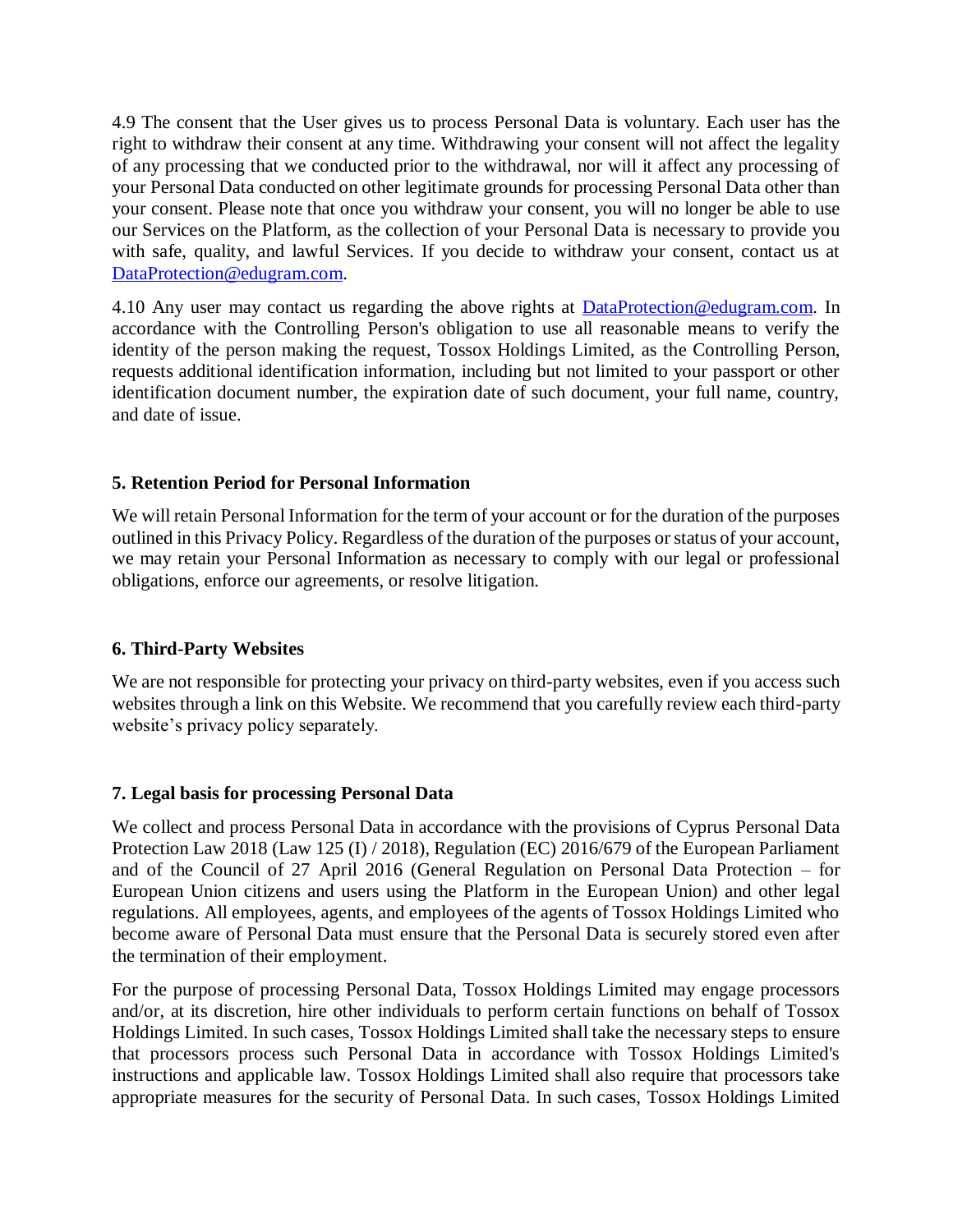4.9 The consent that the User gives us to process Personal Data is voluntary. Each user has the right to withdraw their consent at any time. Withdrawing your consent will not affect the legality of any processing that we conducted prior to the withdrawal, nor will it affect any processing of your Personal Data conducted on other legitimate grounds for processing Personal Data other than your consent. Please note that once you withdraw your consent, you will no longer be able to use our Services on the Platform, as the collection of your Personal Data is necessary to provide you with safe, quality, and lawful Services. If you decide to withdraw your consent, contact us at [DataProtection@edugram.com](mailto:DataProtection@edugram.com).

4.10 Any user may contact us regarding the above rights at [DataProtection@edugram.com](mailto:DataProtection@edugram.com). In accordance with the Controlling Person's obligation to use all reasonable means to verify the identity of the person making the request, Tossox Holdings Limited, as the Controlling Person, requests additional identification information, including but not limited to your passport or other identification document number, the expiration date of such document, your full name, country, and date of issue.

## 5. Retention Period for Personal Information

We will retain Personal Information for the term of your account or for the duration of the purposes outlined in this Privacy Policy. Regardless of the duration of the purposes or status of your account, we may retain your Personal Information as necessary to comply with our legal or professional obligations, enforce our agreements, or resolve litigation.

## 6. Third-Party Websites

We are not responsible for protecting your privacy on third-party websites, even if you access such websites through a link on this Website. We recommend that you carefully review each third-party website's privacy policy separately.

## 7. Legal basis for processing Personal Data

We collect and process Personal Data in accordance with the provisions of Cyprus Personal Data Protection Law 2018 (Law 125 (I) / 2018), Regulation (EC) 2016/679 of the European Parliament and of the Council of 27 April 2016 (General Regulation on Personal Data Protection – for European Union citizens and users using the Platform in the European Union) and other legal regulations. All employees, agents, and employees of the agents of Tossox Holdings Limited who become aware of Personal Data must ensure that the Personal Data is securely stored even after the termination of their employment.

For the purpose of processing Personal Data, Tossox Holdings Limited may engage processors and/or, at its discretion, hire other individuals to perform certain functions on behalf of Tossox Holdings Limited. In such cases, Tossox Holdings Limited shall take the necessary steps to ensure that processors process such Personal Data in accordance with Tossox Holdings Limited's instructions and applicable law. Tossox Holdings Limited shall also require that processors take appropriate measures for the security of Personal Data. In such cases, Tossox Holdings Limited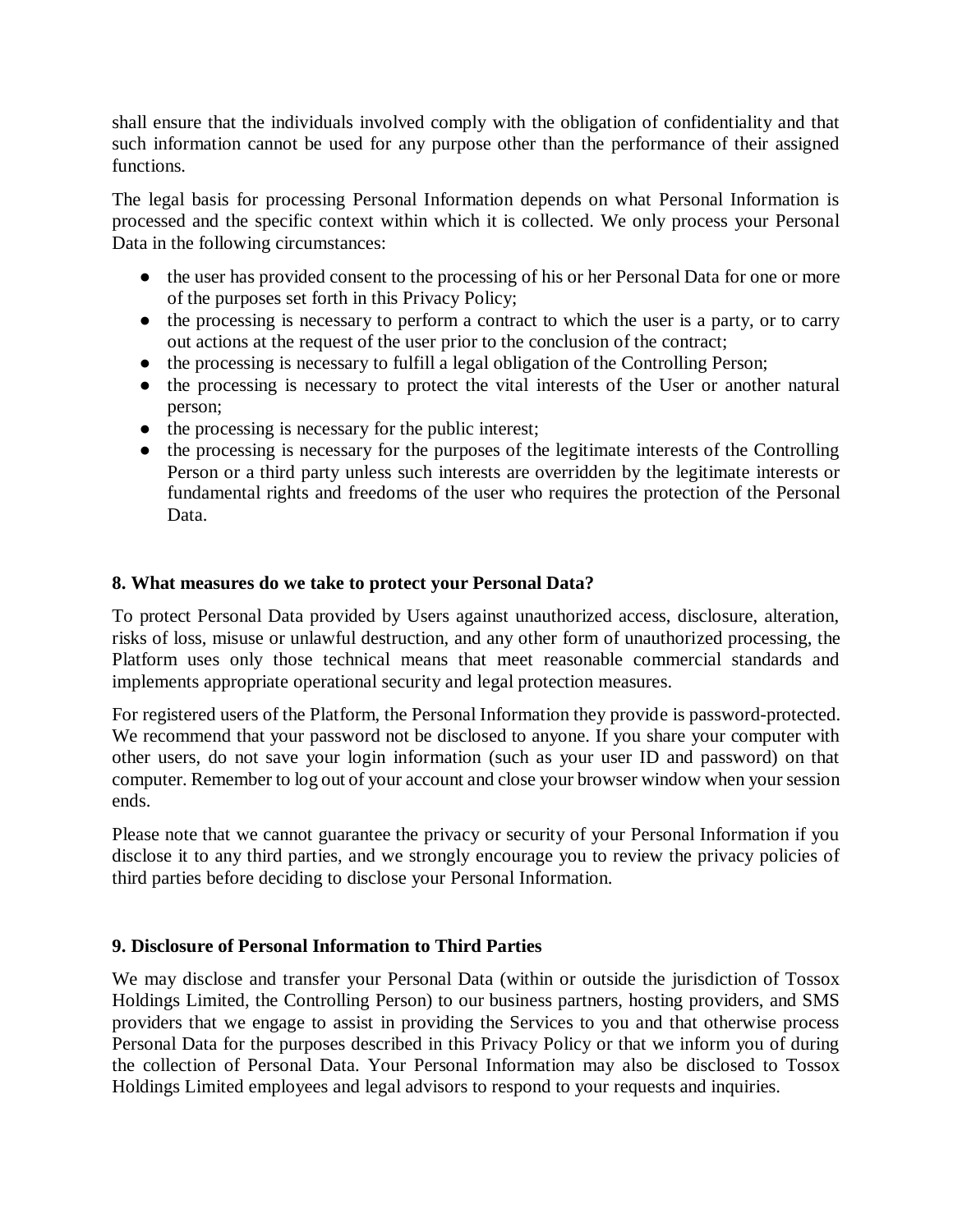shall ensure that the individuals involved comply with the obligation of confidentiality and that such information cannot be used for any purpose other than the performance of their assigned functions.

The legal basis for processing Personal Information depends on what Personal Information is processed and the specific context within which it is collected. We only process your Personal Data in the following circumstances:

- the user has provided consent to the processing of his or her Personal Data for one or more of the purposes set forth in this Privacy Policy;
- the processing is necessary to perform a contract to which the user is a party, or to carry out actions at the request of the user prior to the conclusion of the contract;
- the processing is necessary to fulfill a legal obligation of the Controlling Person;
- the processing is necessary to protect the vital interests of the User or another natural person;
- the processing is necessary for the public interest;
- the processing is necessary for the purposes of the legitimate interests of the Controlling Person or a third party unless such interests are overridden by the legitimate interests or fundamental rights and freedoms of the user who requires the protection of the Personal Data.

## 8. What measures do we take to protect your Personal Data?

To protect Personal Data provided by Users against unauthorized access, disclosure, alteration, risks of loss, misuse or unlawful destruction, and any other form of unauthorized processing, the Platform uses only those technical means that meet reasonable commercial standards and implements appropriate operational security and legal protection measures.

For registered users of the Platform, the Personal Information they provide is password-protected. We recommend that your password not be disclosed to anyone. If you share your computer with other users, do not save your login information (such as your user ID and password) on that computer. Remember to log out of your account and close your browser window when your session ends.

Please note that we cannot guarantee the privacy or security of your Personal Information if you disclose it to any third parties, and we strongly encourage you to review the privacy policies of third parties before deciding to disclose your Personal Information.

## 9. Disclosure of Personal Information to Third Parties

We may disclose and transfer your Personal Data (within or outside the jurisdiction of Tossox Holdings Limited, the Controlling Person) to our business partners, hosting providers, and SMS providers that we engage to assist in providing the Services to you and that otherwise process Personal Data for the purposes described in this Privacy Policy or that we inform you of during the collection of Personal Data. Your Personal Information may also be disclosed to Tossox Holdings Limited employees and legal advisors to respond to your requests and inquiries.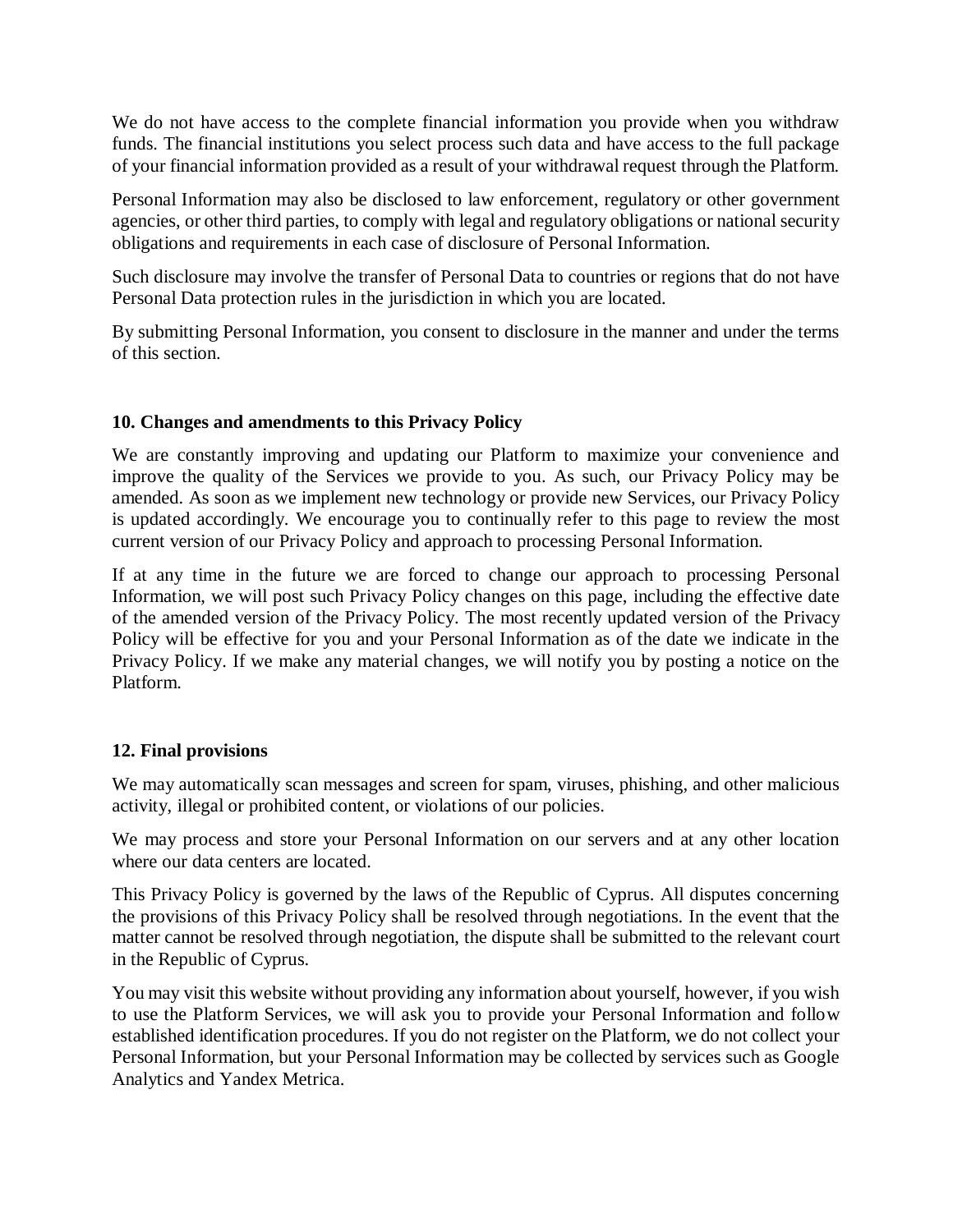We do not have access to the complete financial information you provide when you withdraw funds. The financial institutions you select process such data and have access to the full package of your financial information provided as a result of your withdrawal request through the Platform.

Personal Information may also be disclosed to law enforcement, regulatory or other government agencies, or other third parties, to comply with legal and regulatory obligations or national security obligations and requirements in each case of disclosure of Personal Information.

Such disclosure may involve the transfer of Personal Data to countries or regions that do not have Personal Data protection rules in the jurisdiction in which you are located.

By submitting Personal Information, you consent to disclosure in the manner and under the terms of this section.

## 10. Changes and amendments to this Privacy Policy

We are constantly improving and updating our Platform to maximize your convenience and improve the quality of the Services we provide to you. As such, our Privacy Policy may be amended. As soon as we implement new technology or provide new Services, our Privacy Policy is updated accordingly. We encourage you to continually refer to this page to review the most current version of our Privacy Policy and approach to processing Personal Information.

If at any time in the future we are forced to change our approach to processing Personal Information, we will post such Privacy Policy changes on this page, including the effective date of the amended version of the Privacy Policy. The most recently updated version of the Privacy Policy will be effective for you and your Personal Information as of the date we indicate in the Privacy Policy. If we make any material changes, we will notify you by posting a notice on the Platform.

## 12. Final provisions

We may automatically scan messages and screen for spam, viruses, phishing, and other malicious activity, illegal or prohibited content, or violations of our policies.

We may process and store your Personal Information on our servers and at any other location where our data centers are located.

This Privacy Policy is governed by the laws of the Republic of Cyprus. All disputes concerning the provisions of this Privacy Policy shall be resolved through negotiations. In the event that the matter cannot be resolved through negotiation, the dispute shall be submitted to the relevant court in the Republic of Cyprus.

You may visit this website without providing any information about yourself, however, if you wish to use the Platform Services, we will ask you to provide your Personal Information and follow established identification procedures. If you do not register on the Platform, we do not collect your Personal Information, but your Personal Information may be collected by services such as Google Analytics and Yandex Metrica.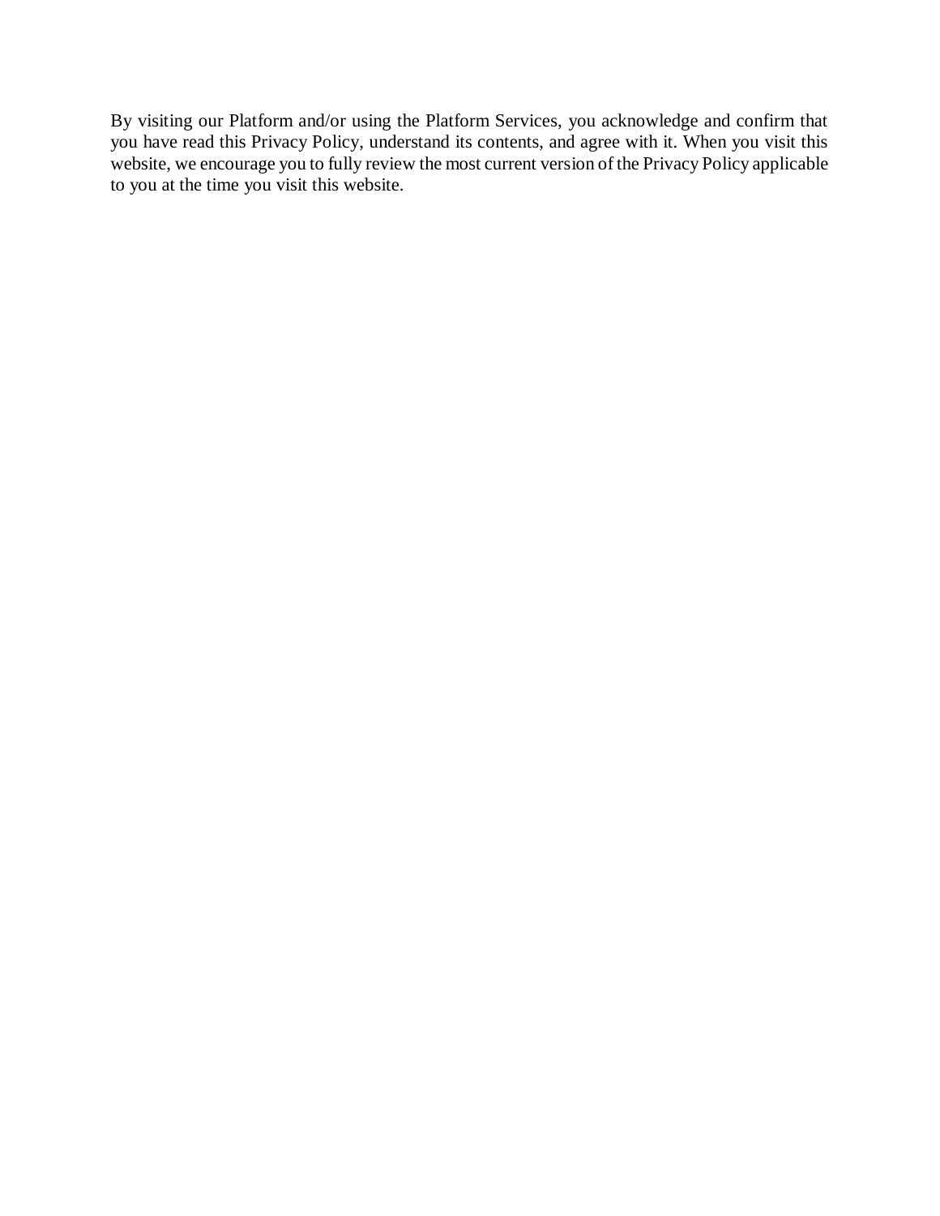By visiting our Platform and/or using the Platform Services, you acknowledge and confirm that you have read this Privacy Policy, understand its contents, and agree with it. When you visit this website, we encourage you to fully review the most current version of the Privacy Policy applicable to you at the time you visit this website.